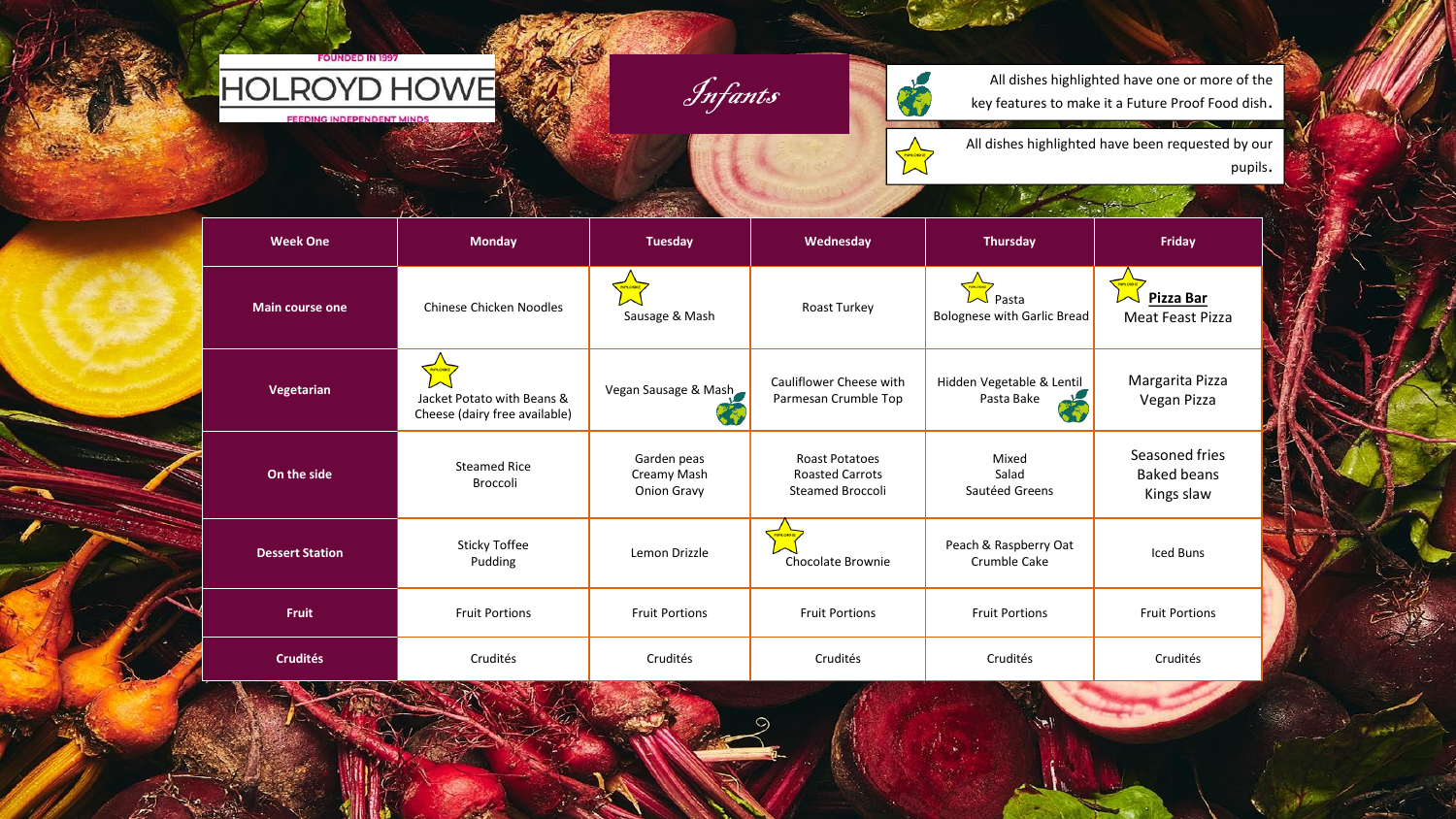HOLROYD HOWE

FOUNDED IN 1997

FEEDING INDEPENDENT MINDS

*Infants*

All dishes highlighted have one or more of the key features to make it a Future Proof Food dish.

All dishes highlighted have been requested by our pupils.

| Week One | Monday | Tuesday | Wednesday | Thursday | Friday |
|---|---|---|---|---|---|
| Main course one | Chinese Chicken Noodles | Sausage & Mash | Roast Turkey | Pasta Bolognese with Garlic Bread | **Pizza Bar** Meat Feast Pizza |
| Vegetarian | Jacket Potato with Beans & Cheese (dairy free available) | Vegan Sausage & Mash | Cauliflower Cheese with Parmesan Crumble Top | Hidden Vegetable & Lentil Pasta Bake | Margarita Pizza Vegan Pizza |
| On the side | Steamed Rice Broccoli | Garden peas Creamy Mash Onion Gravy | Roast Potatoes Roasted Carrots Steamed Broccoli | Mixed Salad Sautéed Greens | Seasoned fries Baked beans Kings slaw |
| Dessert Station | Sticky Toffee Pudding | Lemon Drizzle | Chocolate Brownie | Peach & Raspberry Oat Crumble Cake | Iced Buns |
| Fruit | Fruit Portions | Fruit Portions | Fruit Portions | Fruit Portions | Fruit Portions |
| Crudités | Crudités | Crudités | Crudités | Crudités | Crudités |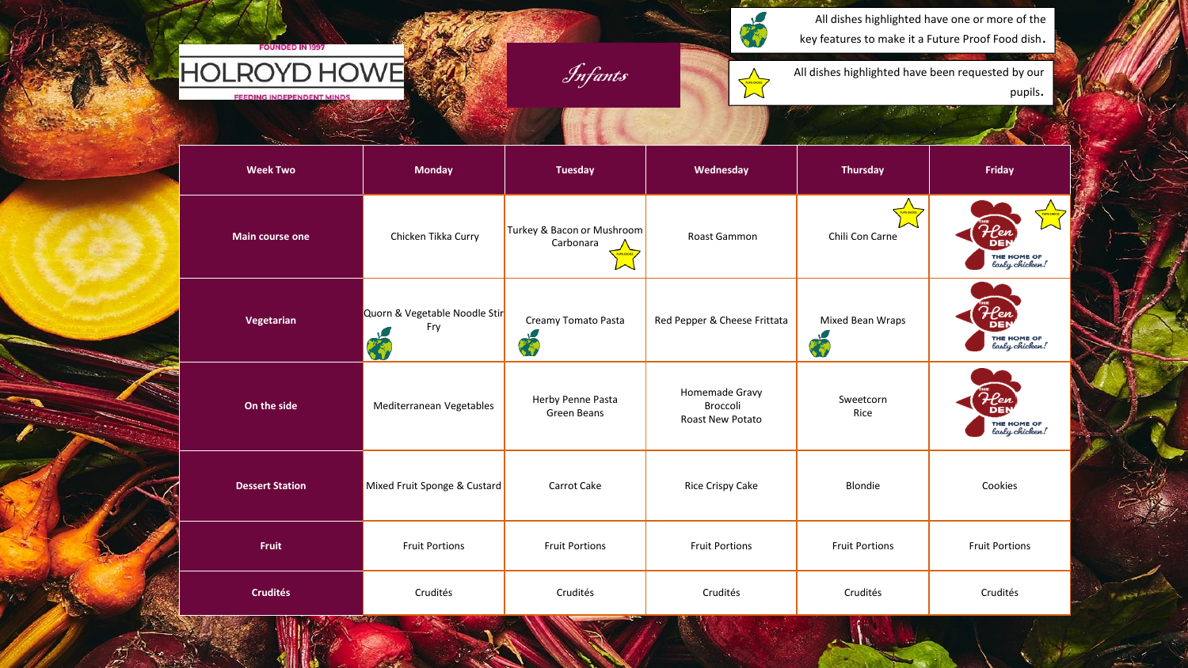FOUNDED IN 1997

HOLROYD HOWE

FEEDING INDEPENDENT MINDS

*Infants*

All dishes highlighted have one or more of the key features to make it a Future Proof Food dish.

All dishes highlighted have been requested by our pupils.

| Week Two | Monday | Tuesday | Wednesday | Thursday | Friday |
|---|---|---|---|---|---|
| Main course one | Chicken Tikka Curry | Turkey & Bacon or Mushroom Carbonara | Roast Gammon | Chili Con Carne | The Hen Den – The home of tasty chicken! |
| Vegetarian | Quorn & Vegetable Noodle Stir Fry | Creamy Tomato Pasta | Red Pepper & Cheese Frittata | Mixed Bean Wraps | The Hen Den – The home of tasty chicken! |
| On the side | Mediterranean Vegetables | Herby Penne Pasta<br>Green Beans | Homemade Gravy<br>Broccoli<br>Roast New Potato | Sweetcorn<br>Rice | The Hen Den – The home of tasty chicken! |
| Dessert Station | Mixed Fruit Sponge & Custard | Carrot Cake | Rice Crispy Cake | Blondie | Cookies |
| Fruit | Fruit Portions | Fruit Portions | Fruit Portions | Fruit Portions | Fruit Portions |
| Crudités | Crudités | Crudités | Crudités | Crudités | Crudités |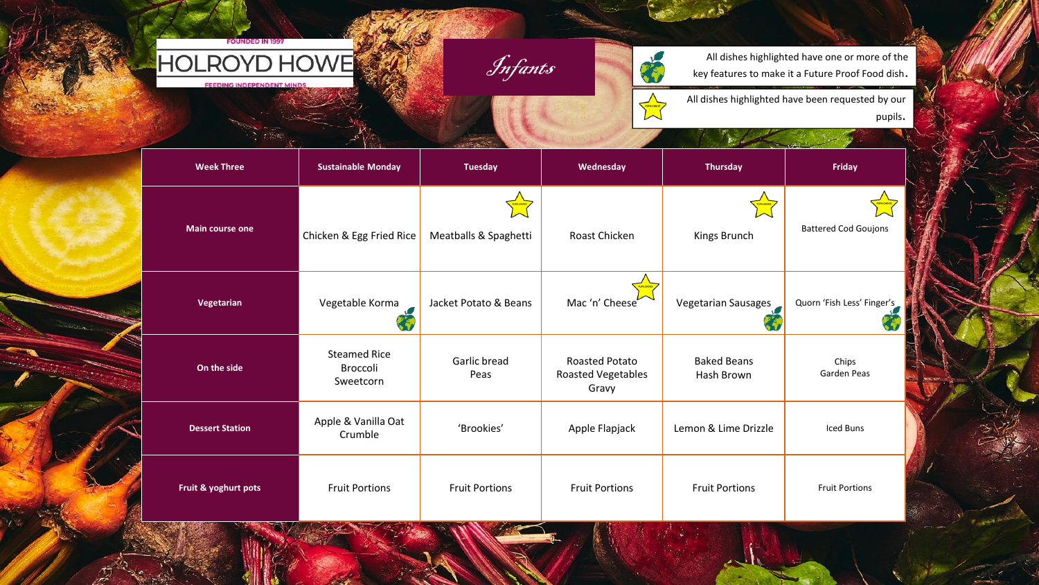FOUNDED IN 1997

HOLROYD HOWE

FEEDING INDEPENDENT MINDS

*Infants*

All dishes highlighted have one or more of the key features to make it a Future Proof Food dish.

All dishes highlighted have been requested by our pupils.

| Week Three | Sustainable Monday | Tuesday | Wednesday | Thursday | Friday |
| --- | --- | --- | --- | --- | --- |
| **Main course one** | Chicken & Egg Fried Rice | Meatballs & Spaghetti | Roast Chicken | Kings Brunch | Battered Cod Goujons |
| **Vegetarian** | Vegetable Korma | Jacket Potato & Beans | Mac 'n' Cheese | Vegetarian Sausages | Quorn 'Fish Less' Finger's |
| **On the side** | Steamed Rice<br>Broccoli<br>Sweetcorn | Garlic bread<br>Peas | Roasted Potato<br>Roasted Vegetables<br>Gravy | Baked Beans<br>Hash Brown | Chips<br>Garden Peas |
| **Dessert Station** | Apple & Vanilla Oat Crumble | 'Brookies' | Apple Flapjack | Lemon & Lime Drizzle | Iced Buns |
| **Fruit & yoghurt pots** | Fruit Portions | Fruit Portions | Fruit Portions | Fruit Portions | Fruit Portions |